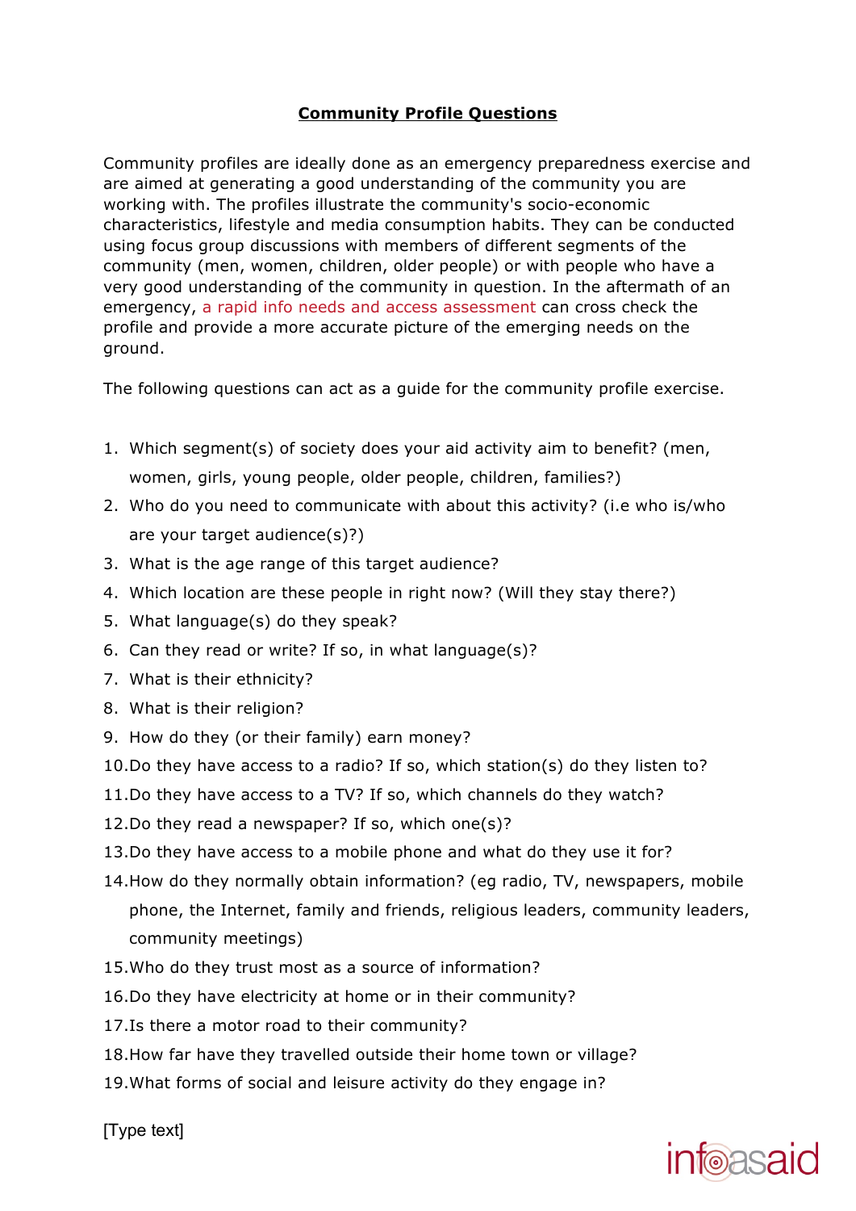# Community Profile Questions

Community profiles are ideally done as an emergency preparedness exercise and are aimed at generating a good understanding of the community you are working with. The profiles illustrate the community's socio-economic characteristics, lifestyle and media consumption habits. They can be conducted using focus group discussions with members of different segments of the community (men, women, children, older people) or with people who have a very good understanding of the community in question. In the aftermath of an emergency, a rapid info needs and access assessment can cross check the profile and provide a more accurate picture of the emerging needs on the ground.

The following questions can act as a guide for the community profile exercise.

1. Which segment(s) of society does your aid activity aim to benefit? (men, women, girls, young people, older people, children, families?)
2. Who do you need to communicate with about this activity? (i.e who is/who are your target audience(s)?)
3. What is the age range of this target audience?
4. Which location are these people in right now? (Will they stay there?)
5. What language(s) do they speak?
6. Can they read or write? If so, in what language(s)?
7. What is their ethnicity?
8. What is their religion?
9. How do they (or their family) earn money?
10. Do they have access to a radio? If so, which station(s) do they listen to?
11. Do they have access to a TV? If so, which channels do they watch?
12. Do they read a newspaper? If so, which one(s)?
13. Do they have access to a mobile phone and what do they use it for?
14. How do they normally obtain information? (eg radio, TV, newspapers, mobile phone, the Internet, family and friends, religious leaders, community leaders, community meetings)
15. Who do they trust most as a source of information?
16. Do they have electricity at home or in their community?
17. Is there a motor road to their community?
18. How far have they travelled outside their home town or village?
19. What forms of social and leisure activity do they engage in?

[Type text]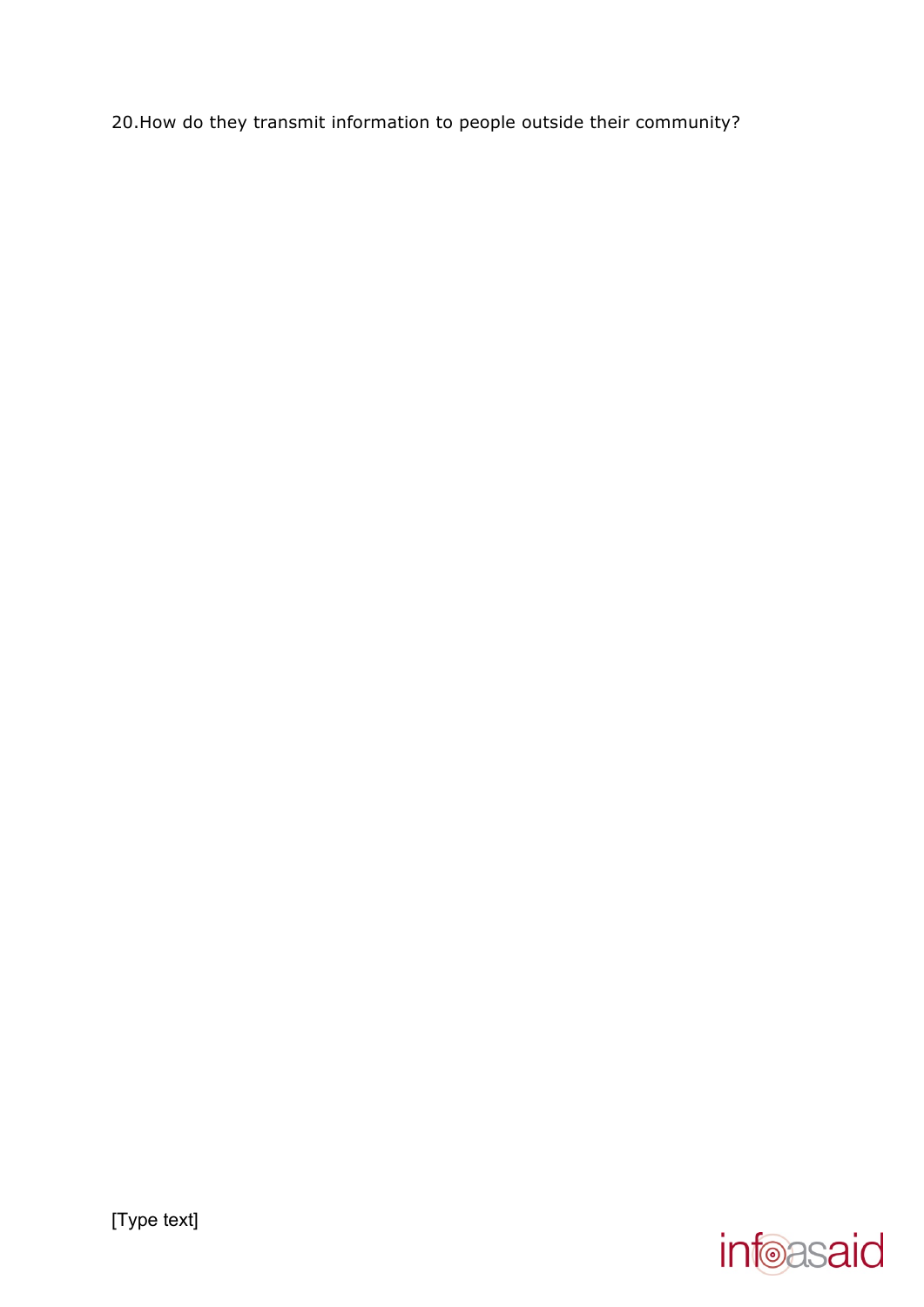20.How do they transmit information to people outside their community?